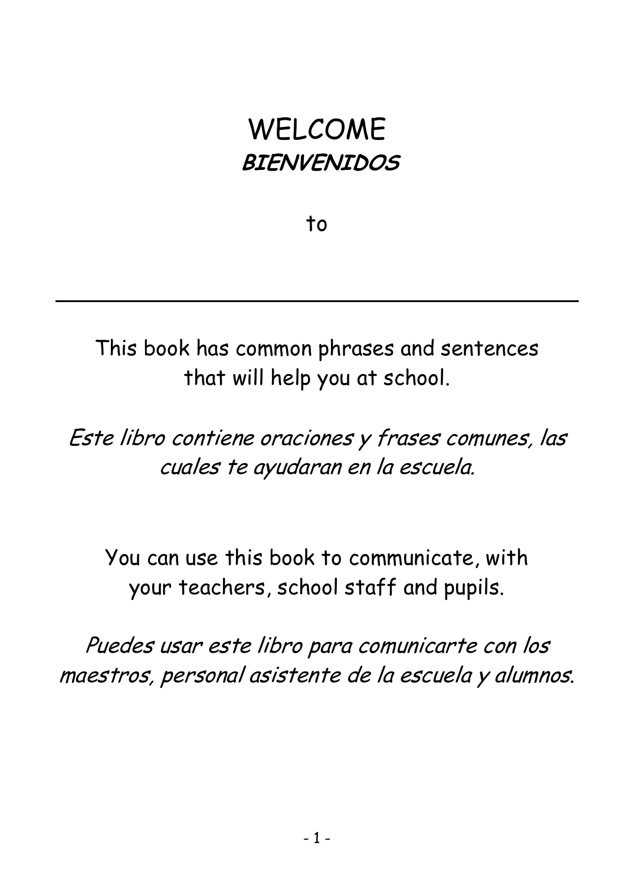# WELCOME
## ***BIENVENIDOS***

to

---

This book has common phrases and sentences that will help you at school.

*Este libro contiene oraciones y frases comunes, las cuales te ayudaran en la escuela.*

You can use this book to communicate, with your teachers, school staff and pupils.

*Puedes usar este libro para comunicarte con los maestros, personal asistente de la escuela y alumnos.*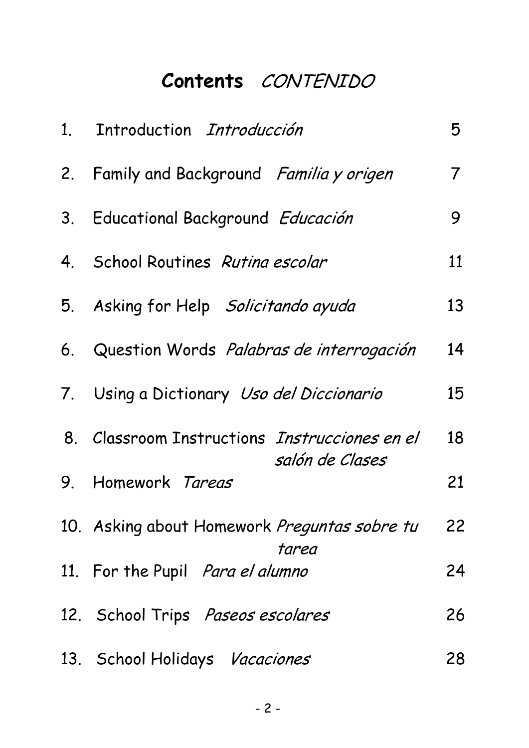# **Contents** *CONTENIDO*

| | | |
|---|---|---|
| 1. | Introduction *Introducción* | 5 |
| 2. | Family and Background *Familia y origen* | 7 |
| 3. | Educational Background *Educación* | 9 |
| 4. | School Routines *Rutina escolar* | 11 |
| 5. | Asking for Help *Solicitando ayuda* | 13 |
| 6. | Question Words *Palabras de interrogación* | 14 |
| 7. | Using a Dictionary *Uso del Diccionario* | 15 |
| 8. | Classroom Instructions *Instrucciones en el salón de Clases* | 18 |
| 9. | Homework *Tareas* | 21 |
| 10. | Asking about Homework *Preguntas sobre tu tarea* | 22 |
| 11. | For the Pupil *Para el alumno* | 24 |
| 12. | School Trips *Paseos escolares* | 26 |
| 13. | School Holidays *Vacaciones* | 28 |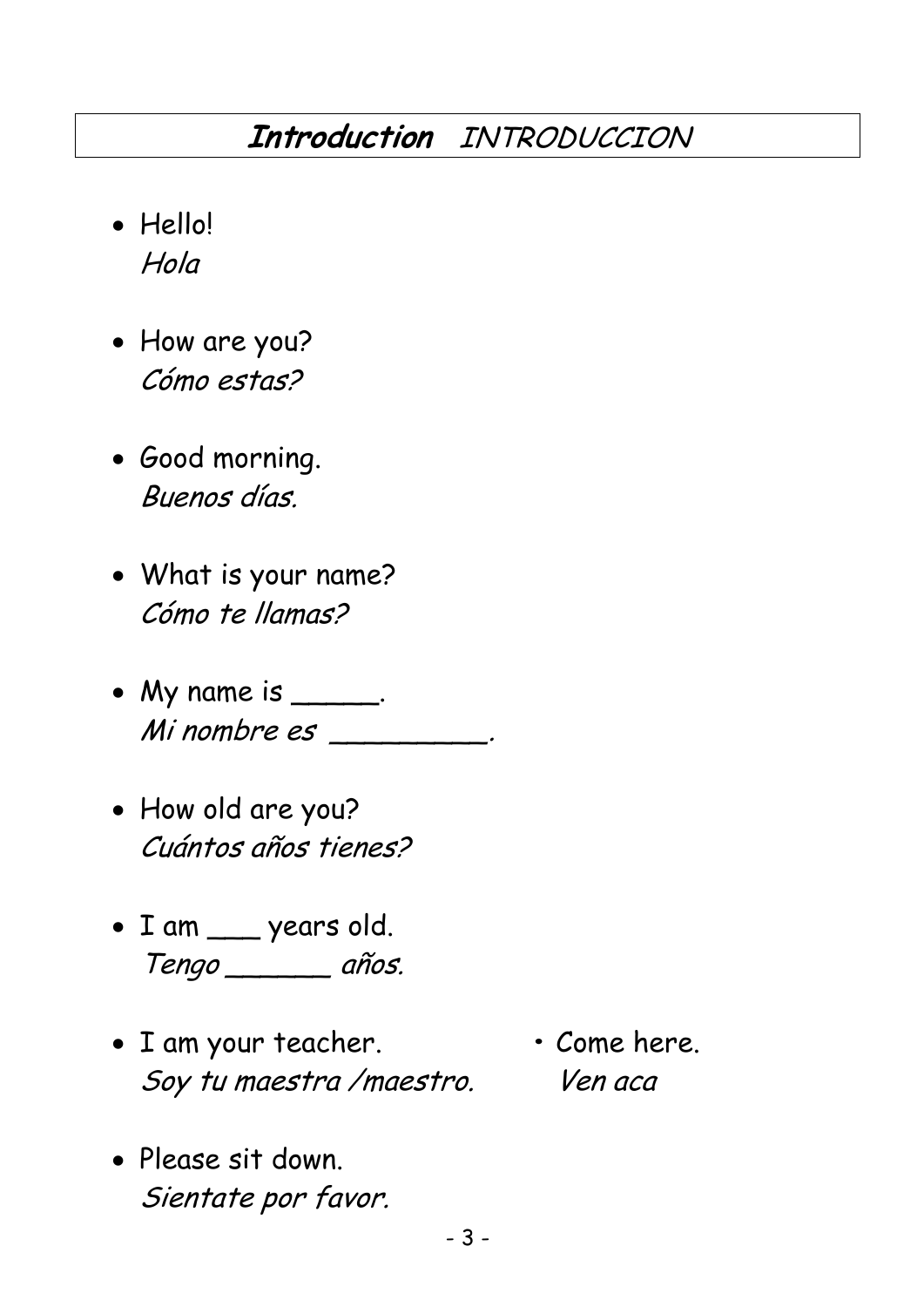## ***Introduction*** *INTRODUCCION*

- Hello!
  *Hola*

- How are you?
  *Cómo estas?*

- Good morning.
  *Buenos días.*

- What is your name?
  *Cómo te llamas?*

- My name is _____.
  *Mi nombre es _________.*

- How old are you?
  *Cuántos años tienes?*

- I am ___ years old.
  *Tengo ______ años.*

- I am your teacher.
  *Soy tu maestra /maestro.*

- Come here.
  *Ven aca*

- Please sit down.
  *Sientate por favor.*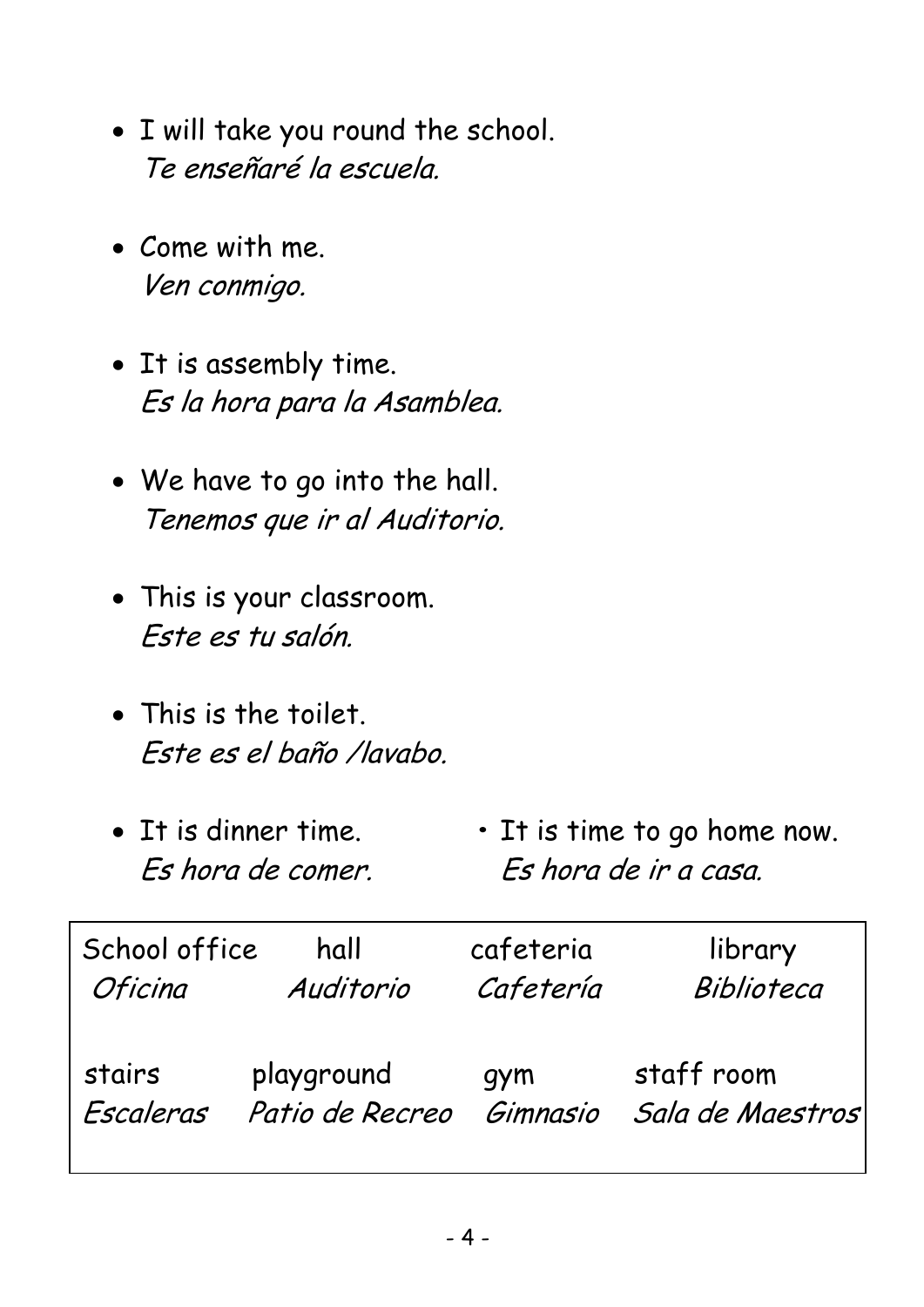- I will take you round the school.
  *Te enseñaré la escuela.*

- Come with me.
  *Ven conmigo.*

- It is assembly time.
  *Es la hora para la Asamblea.*

- We have to go into the hall.
  *Tenemos que ir al Auditorio.*

- This is your classroom.
  *Este es tu salón.*

- This is the toilet.
  *Este es el baño /lavabo.*

- It is dinner time.
  *Es hora de comer.*

- It is time to go home now.
  *Es hora de ir a casa.*

| | | | |
|---|---|---|---|
| School office<br>*Oficina* | hall<br>*Auditorio* | cafeteria<br>*Cafetería* | library<br>*Biblioteca* |
| stairs<br>*Escaleras* | playground<br>*Patio de Recreo* | gym<br>*Gimnasio* | staff room<br>*Sala de Maestros* |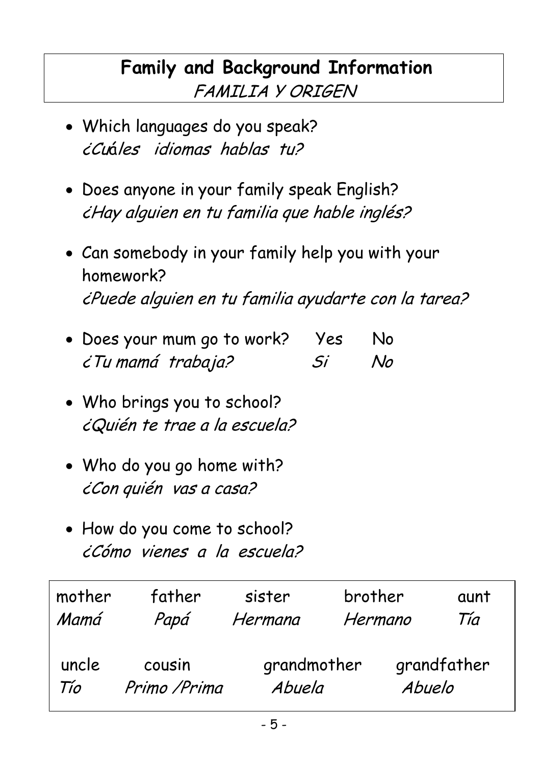## Family and Background Information

*FAMILIA Y ORIGEN*

- Which languages do you speak?
  *¿Cuáles idiomas hablas tu?*

- Does anyone in your family speak English?
  *¿Hay alguien en tu familia que hable inglés?*

- Can somebody in your family help you with your homework?
  *¿Puede alguien en tu familia ayudarte con la tarea?*

- Does your mum go to work? Yes No
  *¿Tu mamá trabaja? Si No*

- Who brings you to school?
  *¿Quién te trae a la escuela?*

- Who do you go home with?
  *¿Con quién vas a casa?*

- How do you come to school?
  *¿Cómo vienes a la escuela?*

| | | | | |
|---|---|---|---|---|
| mother *Mamá* | father *Papá* | sister *Hermana* | brother *Hermano* | aunt *Tía* |
| uncle *Tío* | cousin *Primo /Prima* | grandmother *Abuela* | grandfather *Abuelo* | |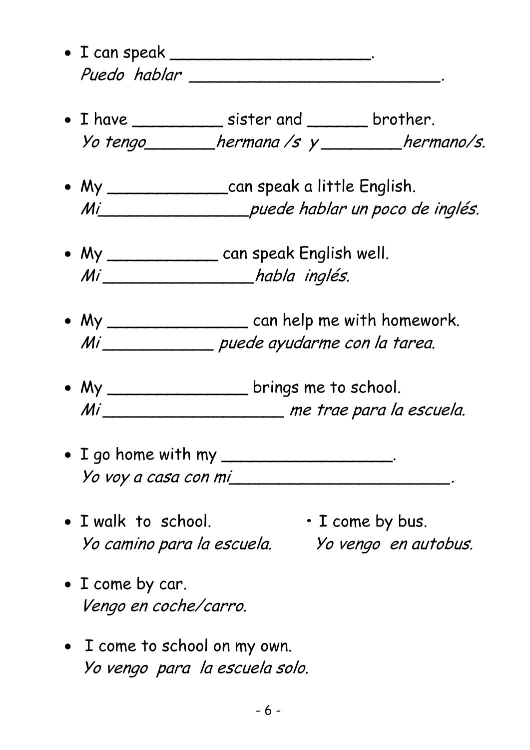- I can speak ____________________.
  *Puedo hablar _________________________.*

- I have _________ sister and ______ brother.
  *Yo tengo_______hermana /s y ________hermano/s.*

- My ____________can speak a little English.
  *Mi_______________puede hablar un poco de inglés.*

- My ___________ can speak English well.
  *Mi _______________habla inglés.*

- My ______________ can help me with homework.
  *Mi ___________ puede ayudarme con la tarea.*

- My ______________ brings me to school.
  *Mi __________________ me trae para la escuela.*

- I go home with my _________________.
  *Yo voy a casa con mi______________________.*

- I walk to school.
  *Yo camino para la escuela.*

- I come by bus.
  *Yo vengo en autobus.*

- I come by car.
  *Vengo en coche/carro.*

- I come to school on my own.
  *Yo vengo para la escuela solo.*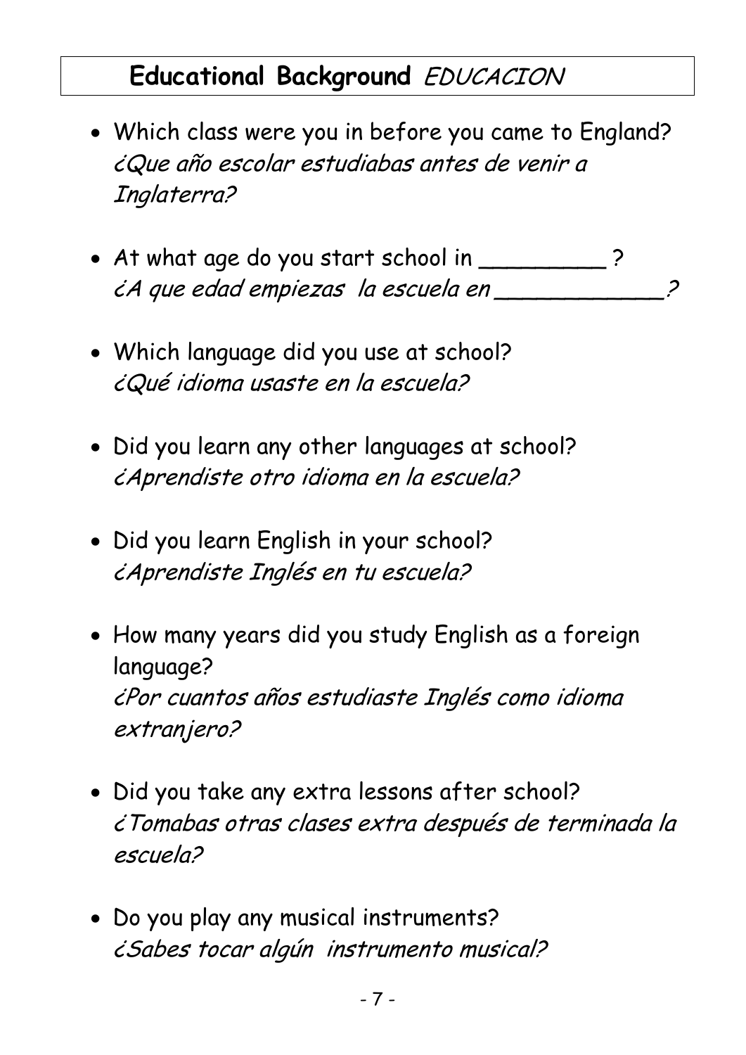## **Educational Background** *EDUCACION*

- Which class were you in before you came to England?
  *¿Que año escolar estudiabas antes de venir a Inglaterra?*

- At what age do you start school in _________ ?
  *¿A que edad empiezas la escuela en ____________?*

- Which language did you use at school?
  *¿Qué idioma usaste en la escuela?*

- Did you learn any other languages at school?
  *¿Aprendiste otro idioma en la escuela?*

- Did you learn English in your school?
  *¿Aprendiste Inglés en tu escuela?*

- How many years did you study English as a foreign language?
  *¿Por cuantos años estudiaste Inglés como idioma extranjero?*

- Did you take any extra lessons after school?
  *¿Tomabas otras clases extra después de terminada la escuela?*

- Do you play any musical instruments?
  *¿Sabes tocar algún instrumento musical?*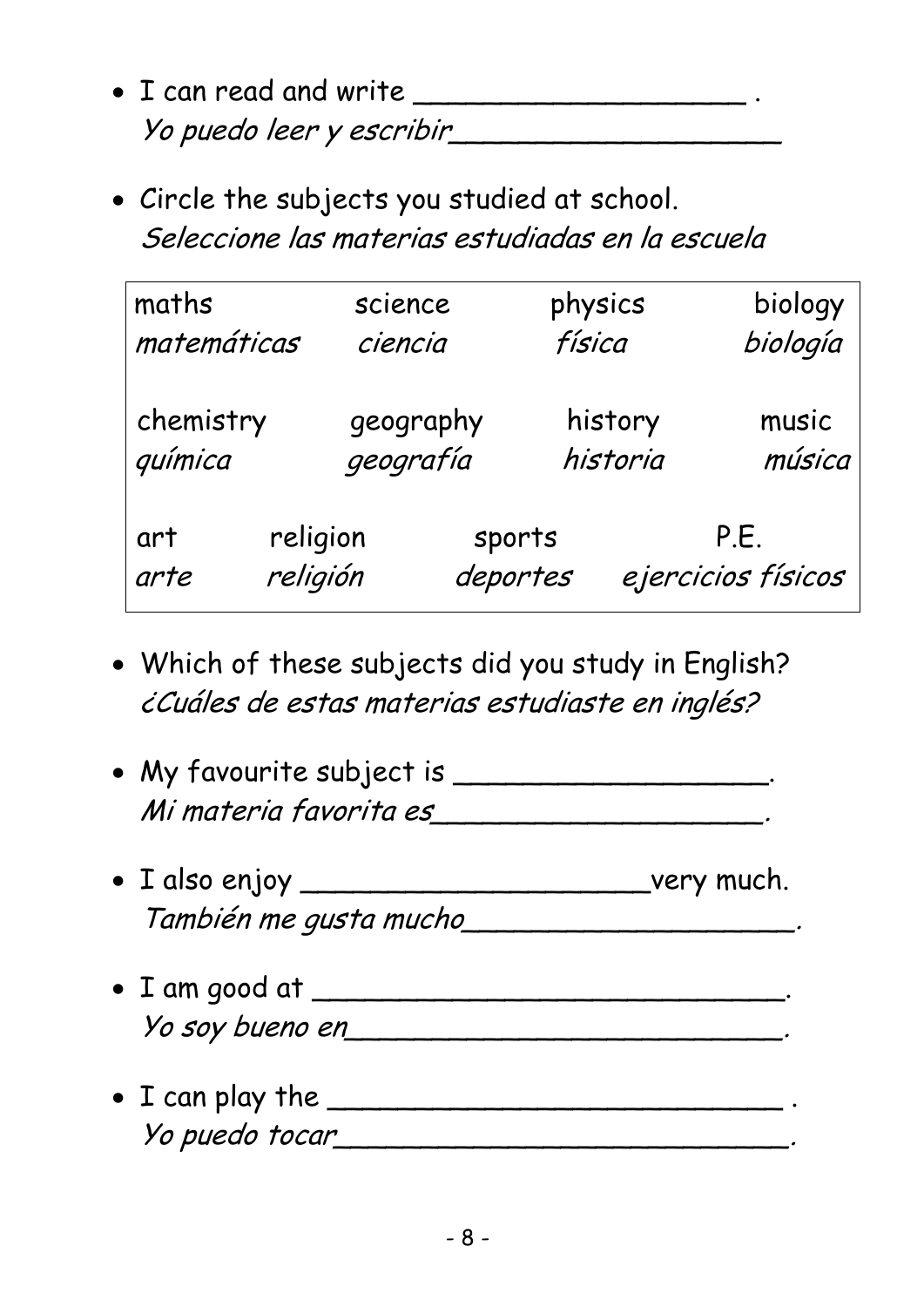- I can read and write ____________________ .
  *Yo puedo leer y escribir____________________*

- Circle the subjects you studied at school.
  *Seleccione las materias estudiadas en la escuela*

| | | | |
|---|---|---|---|
| maths<br>*matemáticas* | science<br>*ciencia* | physics<br>*física* | biology<br>*biología* |
| chemistry<br>*química* | geography<br>*geografía* | history<br>*historia* | music<br>*música* |
| art<br>*arte* / religion<br>*religión* | sports<br>*deportes* | P.E.<br>*ejercicios físicos* | |

- Which of these subjects did you study in English?
  *¿Cuáles de estas materias estudiaste en inglés?*

- My favourite subject is ____________________.
  *Mi materia favorita es____________________.*

- I also enjoy ______________________very much.
  *También me gusta mucho____________________.*

- I am good at ____________________________.
  *Yo soy bueno en___________________________.*

- I can play the ___________________________ .
  *Yo puedo tocar____________________________.*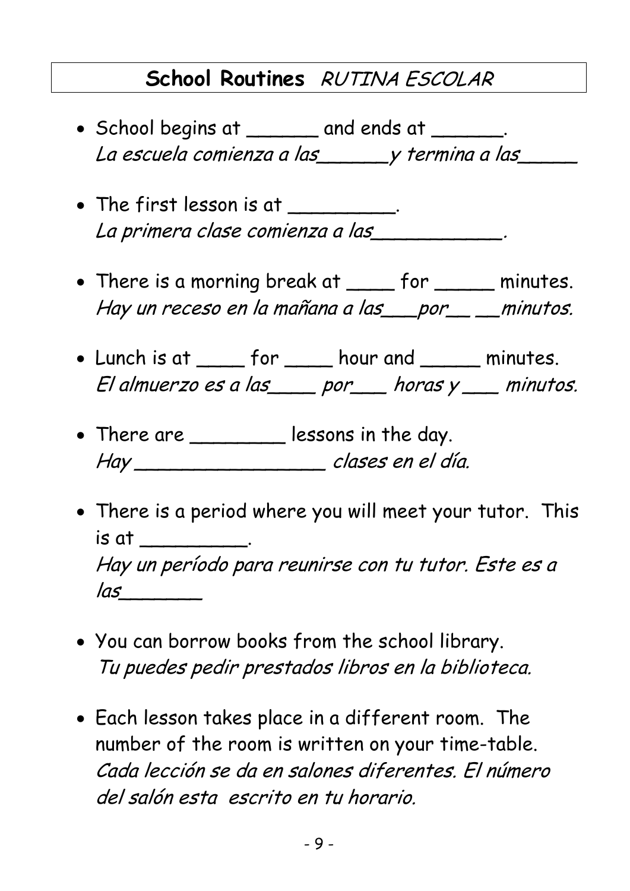# **School Routines** *RUTINA ESCOLAR*

- School begins at ______ and ends at ______.
  *La escuela comienza a las______y termina a las_____*

- The first lesson is at _________.
  *La primera clase comienza a las___________.*

- There is a morning break at ____ for _____ minutes.
  *Hay un receso en la mañana a las___por__ __minutos.*

- Lunch is at ____ for ____ hour and _____ minutes.
  *El almuerzo es a las____ por___ horas y ___ minutos.*

- There are ________ lessons in the day.
  *Hay ________________ clases en el día.*

- There is a period where you will meet your tutor. This is at _________.
  *Hay un período para reunirse con tu tutor. Este es a las_______*

- You can borrow books from the school library.
  *Tu puedes pedir prestados libros en la biblioteca.*

- Each lesson takes place in a different room. The number of the room is written on your time-table.
  *Cada lección se da en salones diferentes. El número del salón esta escrito en tu horario.*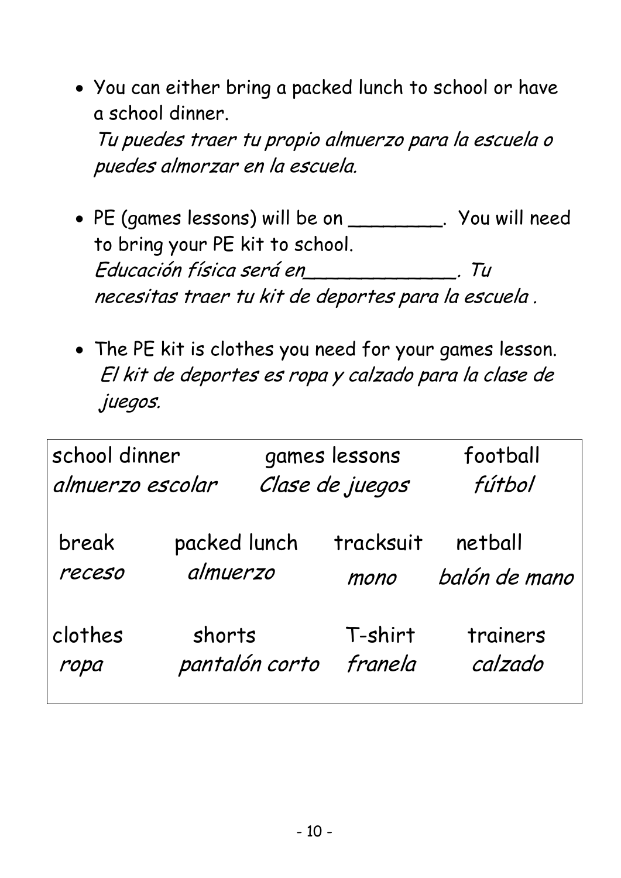- You can either bring a packed lunch to school or have a school dinner.
  *Tu puedes traer tu propio almuerzo para la escuela o puedes almorzar en la escuela.*

- PE (games lessons) will be on ________. You will need to bring your PE kit to school.
  *Educación física será en_____________. Tu necesitas traer tu kit de deportes para la escuela .*

- The PE kit is clothes you need for your games lesson.
  *El kit de deportes es ropa y calzado para la clase de juegos.*

| | | | |
|---|---|---|---|
| school dinner *almuerzo escolar* | | games lessons *Clase de juegos* | football *fútbol* |
| break *receso* | packed lunch *almuerzo* | tracksuit *mono* | netball *balón de mano* |
| clothes *ropa* | shorts *pantalón corto* | T-shirt *franela* | trainers *calzado* |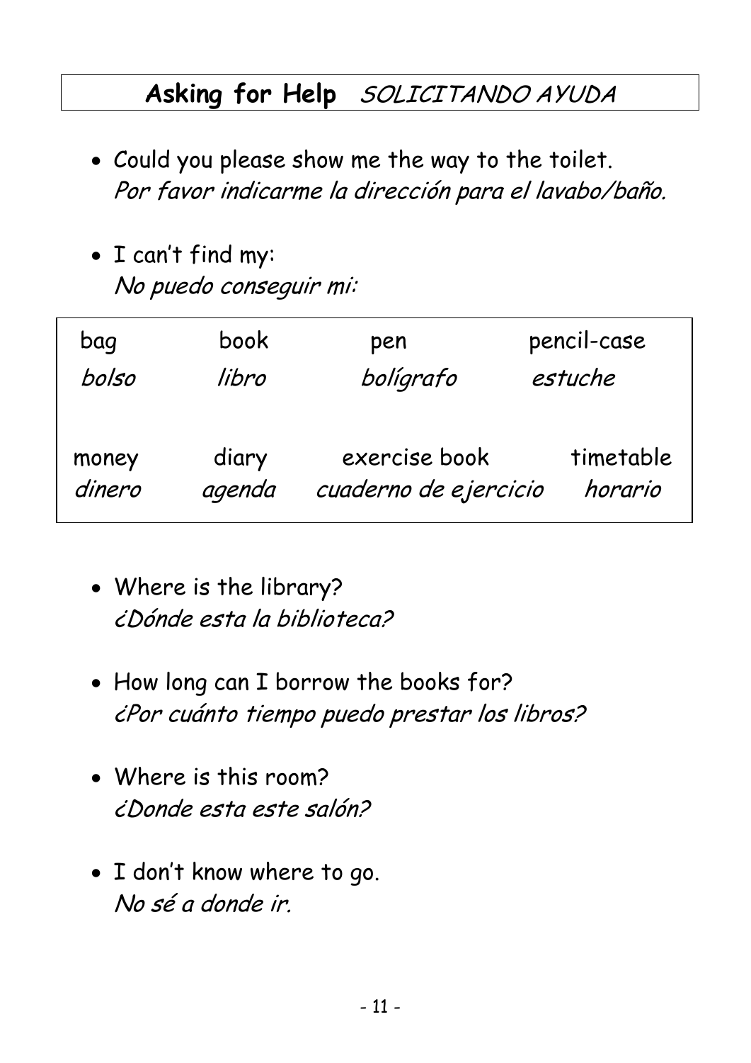# **Asking for Help** *SOLICITANDO AYUDA*

- Could you please show me the way to the toilet.
  *Por favor indicarme la dirección para el lavabo/baño.*

- I can't find my:
  *No puedo conseguir mi:*

| | | | |
|---|---|---|---|
| bag<br>*bolso* | book<br>*libro* | pen<br>*bolígrafo* | pencil-case<br>*estuche* |
| money<br>*dinero* | diary<br>*agenda* | exercise book<br>*cuaderno de ejercicio* | timetable<br>*horario* |

- Where is the library?
  *¿Dónde esta la biblioteca?*

- How long can I borrow the books for?
  *¿Por cuánto tiempo puedo prestar los libros?*

- Where is this room?
  *¿Donde esta este salón?*

- I don't know where to go.
  *No sé a donde ir.*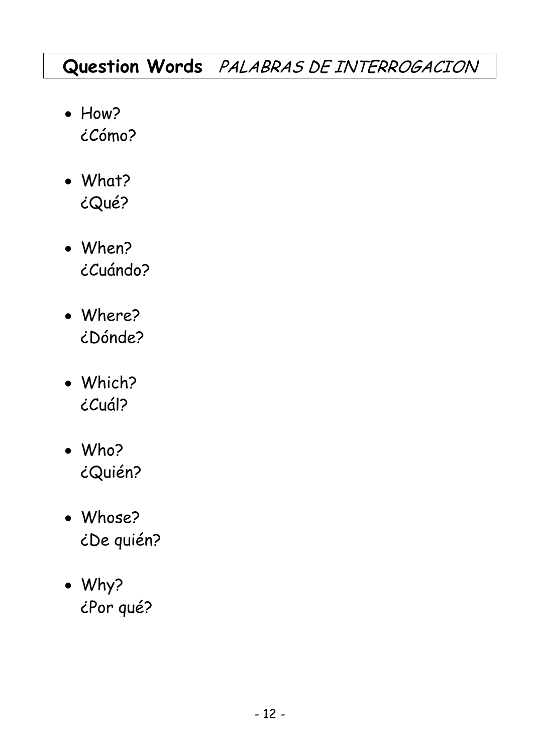## **Question Words** *PALABRAS DE INTERROGACION*

- How?
  ¿Cómo?

- What?
  ¿Qué?

- When?
  ¿Cuándo?

- Where?
  ¿Dónde?

- Which?
  ¿Cuál?

- Who?
  ¿Quién?

- Whose?
  ¿De quién?

- Why?
  ¿Por qué?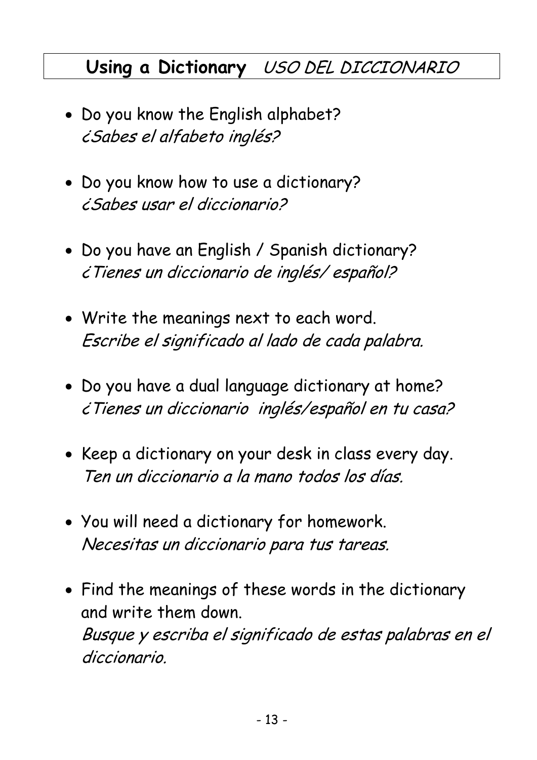## **Using a Dictionary** *USO DEL DICCIONARIO*

- Do you know the English alphabet?
  *¿Sabes el alfabeto inglés?*

- Do you know how to use a dictionary?
  *¿Sabes usar el diccionario?*

- Do you have an English / Spanish dictionary?
  *¿Tienes un diccionario de inglés/ español?*

- Write the meanings next to each word.
  *Escribe el significado al lado de cada palabra.*

- Do you have a dual language dictionary at home?
  *¿Tienes un diccionario inglés/español en tu casa?*

- Keep a dictionary on your desk in class every day.
  *Ten un diccionario a la mano todos los días.*

- You will need a dictionary for homework.
  *Necesitas un diccionario para tus tareas.*

- Find the meanings of these words in the dictionary and write them down.
  *Busque y escriba el significado de estas palabras en el diccionario.*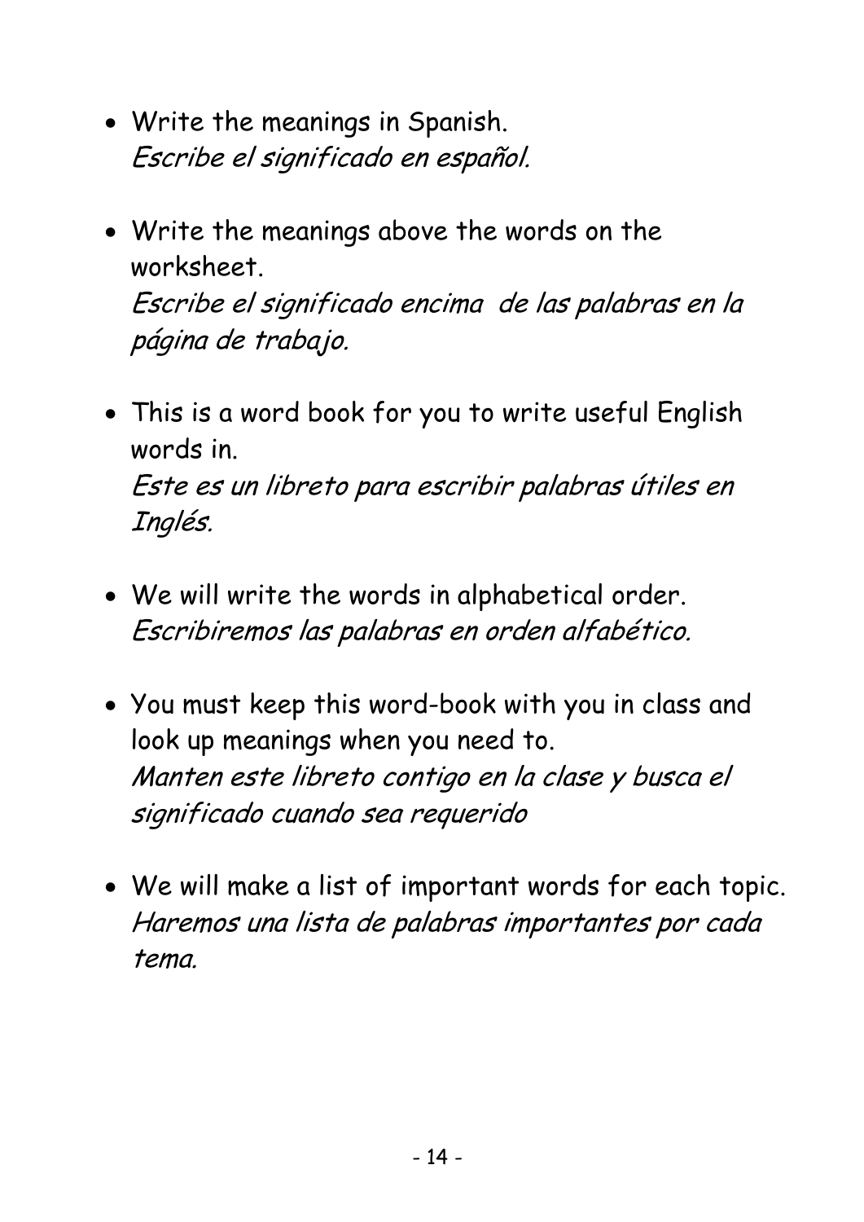- Write the meanings in Spanish.
  *Escribe el significado en español.*

- Write the meanings above the words on the worksheet.
  *Escribe el significado encima de las palabras en la página de trabajo.*

- This is a word book for you to write useful English words in.
  *Este es un libreto para escribir palabras útiles en Inglés.*

- We will write the words in alphabetical order.
  *Escribiremos las palabras en orden alfabético.*

- You must keep this word-book with you in class and look up meanings when you need to.
  *Manten este libreto contigo en la clase y busca el significado cuando sea requerido*

- We will make a list of important words for each topic.
  *Haremos una lista de palabras importantes por cada tema.*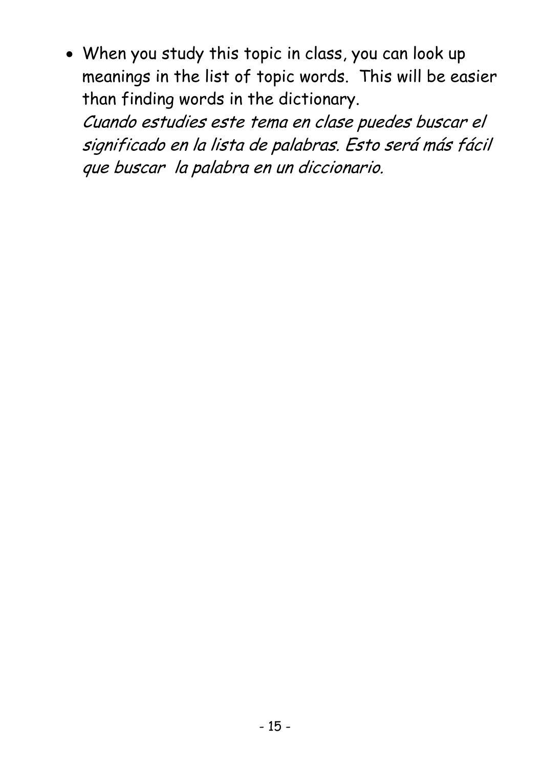- When you study this topic in class, you can look up meanings in the list of topic words. This will be easier than finding words in the dictionary.
  *Cuando estudies este tema en clase puedes buscar el significado en la lista de palabras. Esto será más fácil que buscar  la palabra en un diccionario.*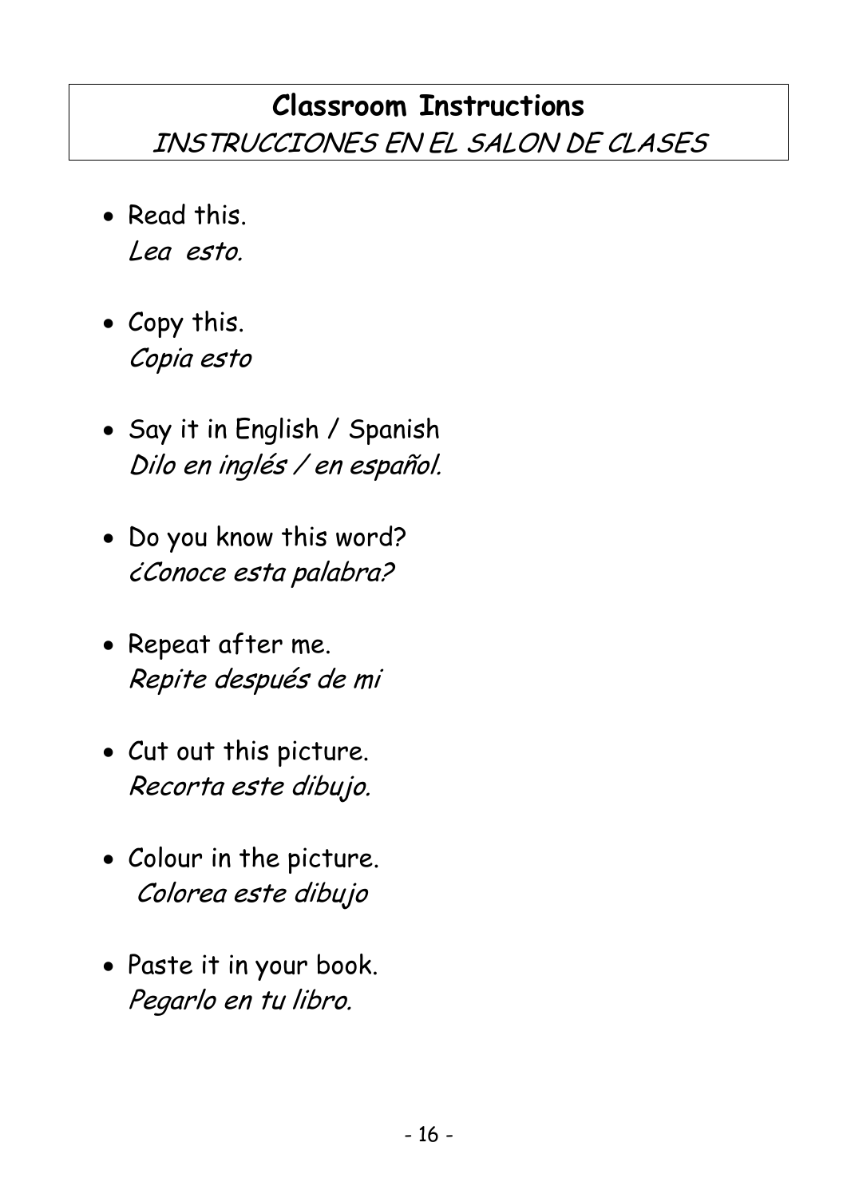# Classroom Instructions
*INSTRUCCIONES EN EL SALON DE CLASES*

- Read this.
  *Lea esto.*

- Copy this.
  *Copia esto*

- Say it in English / Spanish
  *Dilo en inglés / en español.*

- Do you know this word?
  *¿Conoce esta palabra?*

- Repeat after me.
  *Repite después de mi*

- Cut out this picture.
  *Recorta este dibujo.*

- Colour in the picture.
  *Colorea este dibujo*

- Paste it in your book.
  *Pegarlo en tu libro.*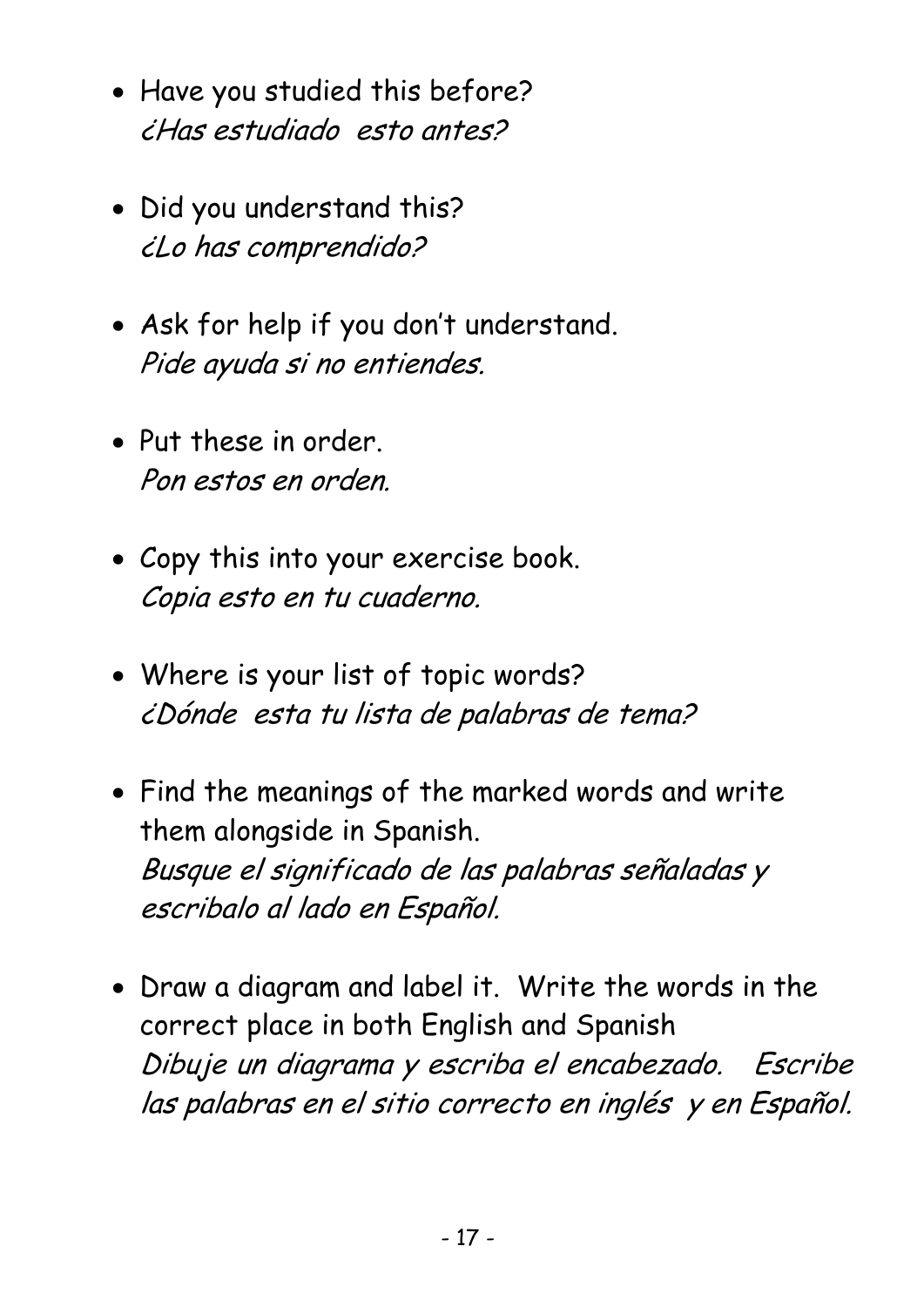- Have you studied this before?
  *¿Has estudiado  esto antes?*

- Did you understand this?
  *¿Lo has comprendido?*

- Ask for help if you don't understand.
  *Pide ayuda si no entiendes.*

- Put these in order.
  *Pon estos en orden.*

- Copy this into your exercise book.
  *Copia esto en tu cuaderno.*

- Where is your list of topic words?
  *¿Dónde  esta tu lista de palabras de tema?*

- Find the meanings of the marked words and write them alongside in Spanish.
  *Busque el significado de las palabras señaladas y escribalo al lado en Español.*

- Draw a diagram and label it.  Write the words in the correct place in both English and Spanish
  *Dibuje un diagrama y escriba el encabezado.   Escribe las palabras en el sitio correcto en inglés  y en Español.*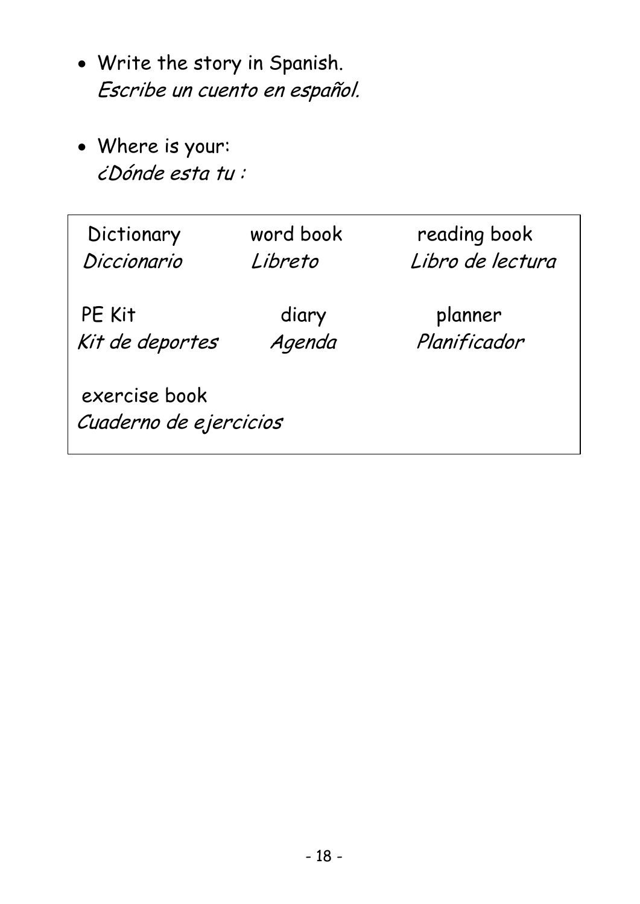- Write the story in Spanish.
  *Escribe un cuento en español.*

- Where is your:
  *¿Dónde esta tu :*

| | | |
|---|---|---|
| Dictionary<br>*Diccionario* | word book<br>*Libreto* | reading book<br>*Libro de lectura* |
| PE Kit<br>*Kit de deportes* | diary<br>*Agenda* | planner<br>*Planificador* |
| exercise book<br>*Cuaderno de ejercicios* | | |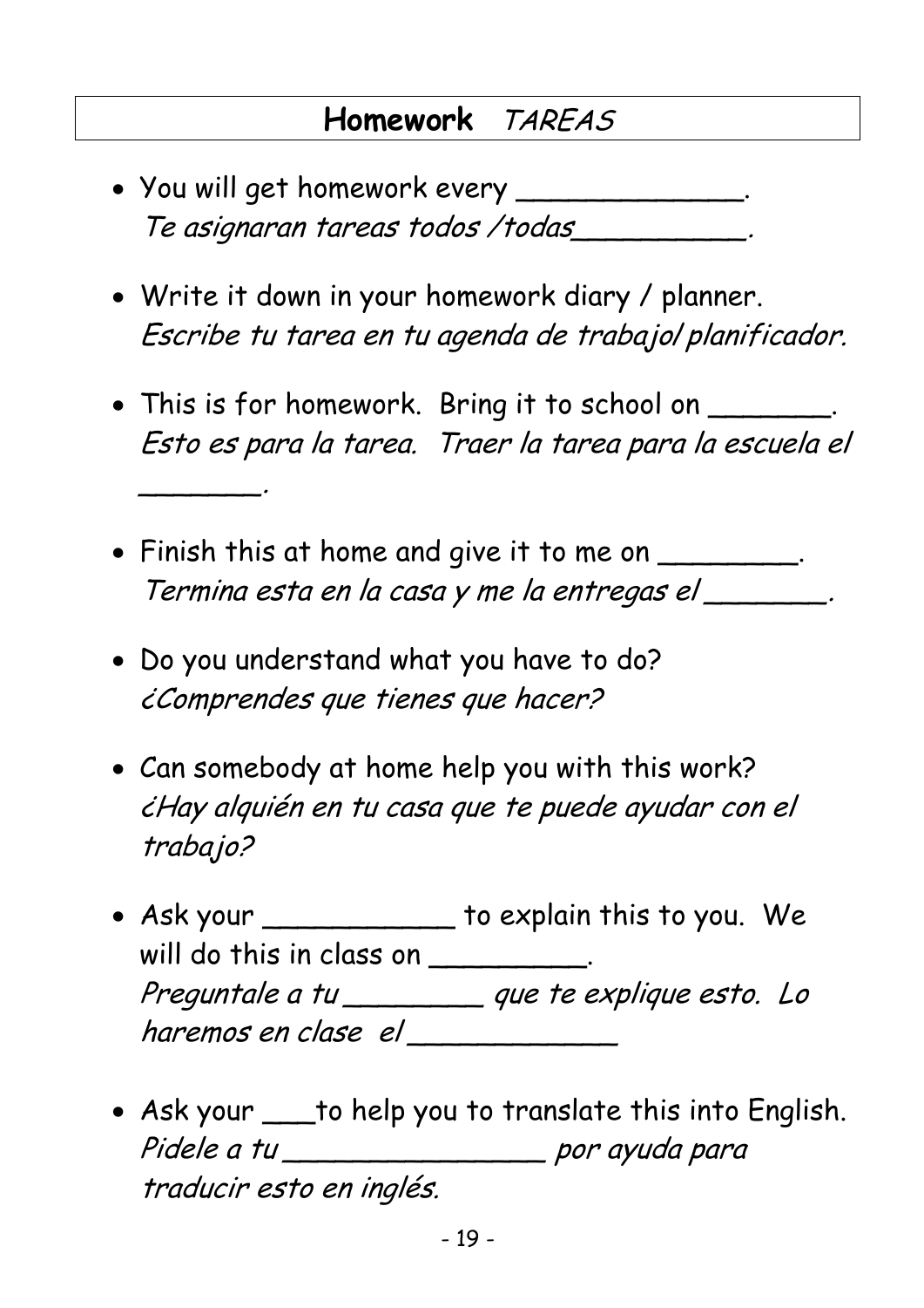## **Homework** *TAREAS*

- You will get homework every _____________.
  *Te asignaran tareas todos /todas__________.*

- Write it down in your homework diary / planner.
  *Escribe tu tarea en tu agenda de trabajo/ planificador.*

- This is for homework. Bring it to school on _______.
  *Esto es para la tarea. Traer la tarea para la escuela el _______.*

- Finish this at home and give it to me on ________.
  *Termina esta en la casa y me la entregas el _______.*

- Do you understand what you have to do?
  *¿Comprendes que tienes que hacer?*

- Can somebody at home help you with this work?
  *¿Hay alquién en tu casa que te puede ayudar con el trabajo?*

- Ask your ___________ to explain this to you. We will do this in class on _________.
  *Preguntale a tu ________ que te explique esto. Lo haremos en clase el ____________*

- Ask your ___to help you to translate this into English.
  *Pidele a tu _______________ por ayuda para traducir esto en inglés.*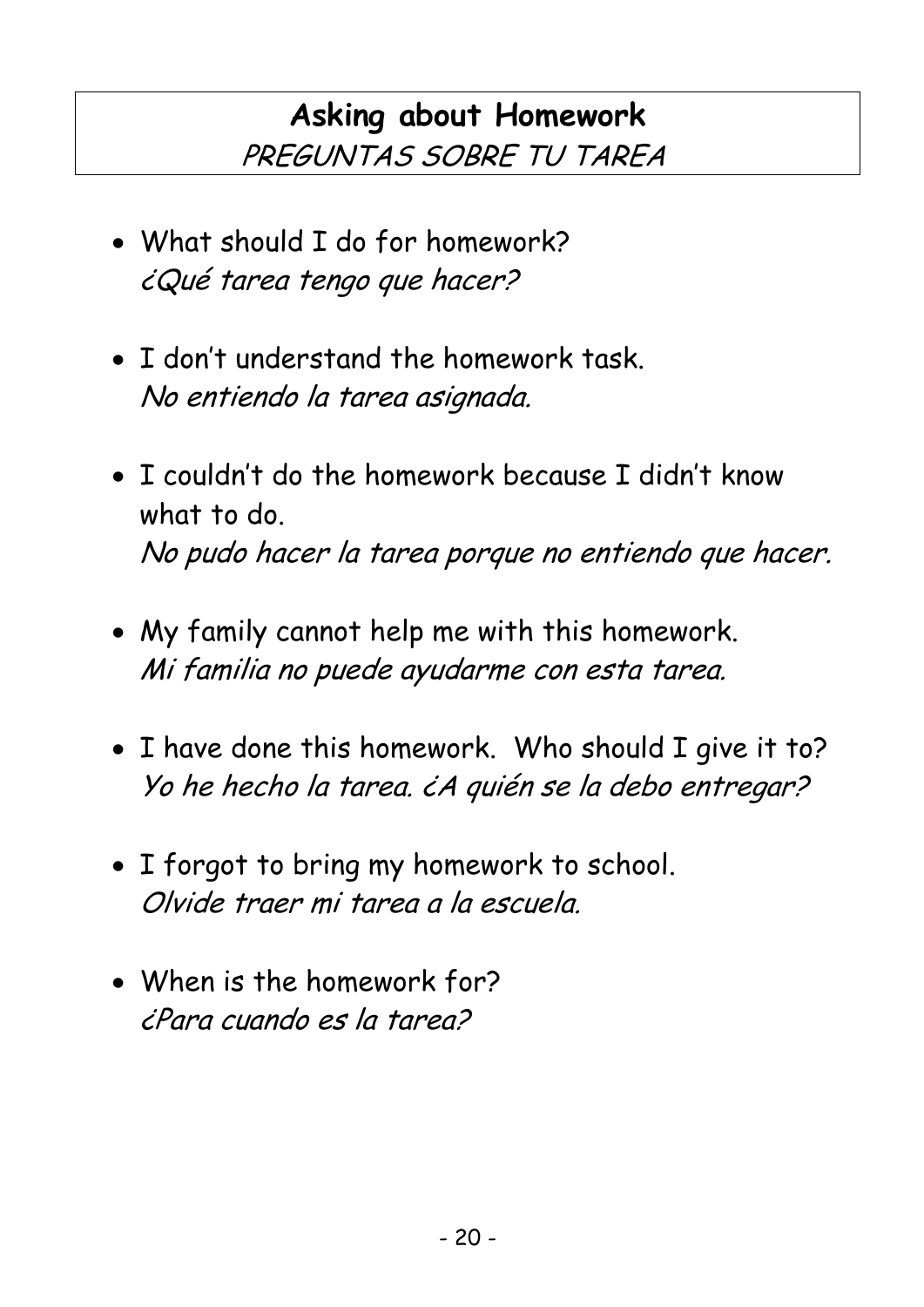## **Asking about Homework**
*PREGUNTAS SOBRE TU TAREA*

- What should I do for homework?
  *¿Qué tarea tengo que hacer?*

- I don't understand the homework task.
  *No entiendo la tarea asignada.*

- I couldn't do the homework because I didn't know what to do.
  *No pudo hacer la tarea porque no entiendo que hacer.*

- My family cannot help me with this homework.
  *Mi familia no puede ayudarme con esta tarea.*

- I have done this homework. Who should I give it to?
  *Yo he hecho la tarea. ¿A quién se la debo entregar?*

- I forgot to bring my homework to school.
  *Olvide traer mi tarea a la escuela.*

- When is the homework for?
  *¿Para cuando es la tarea?*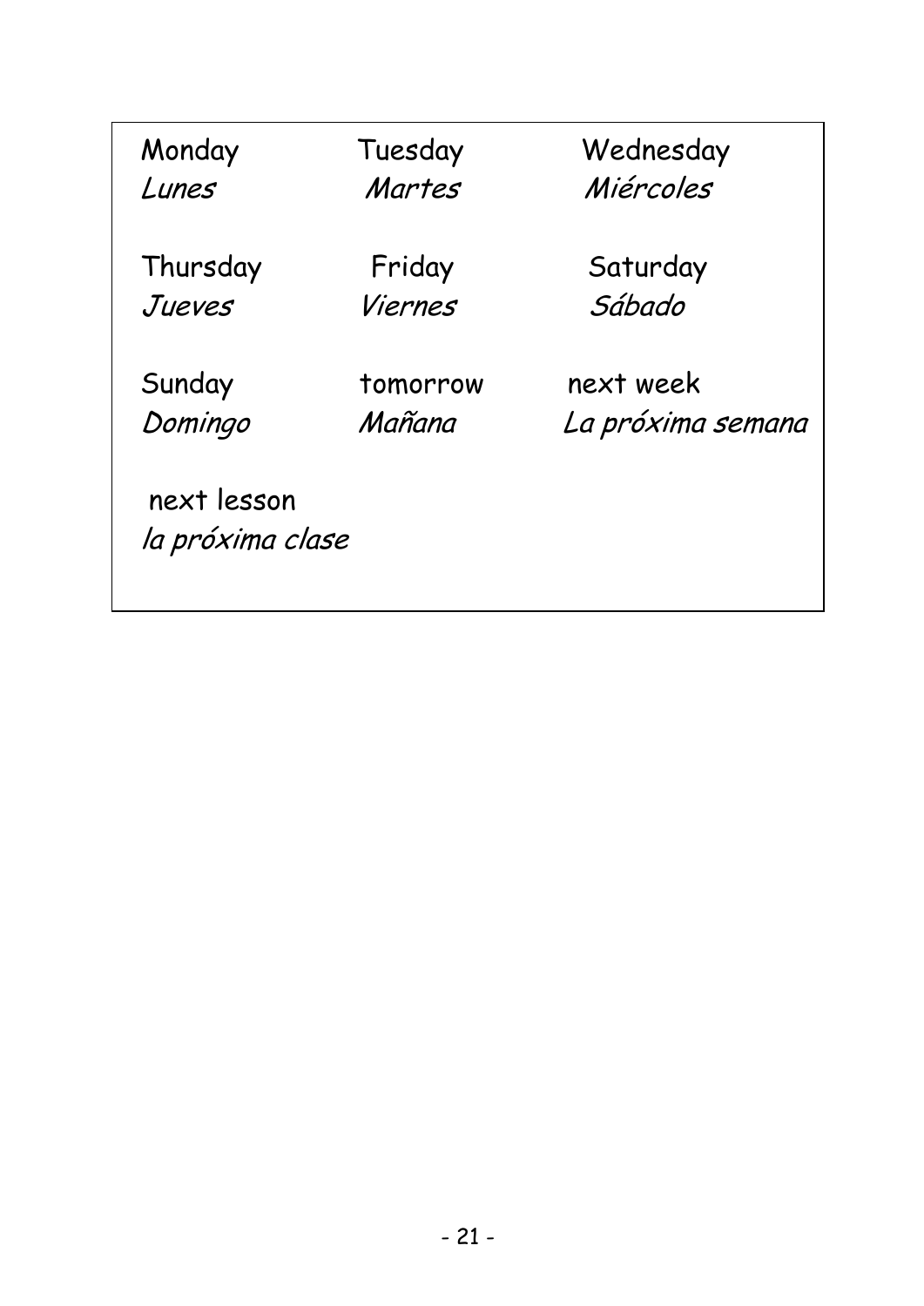| | | |
|---|---|---|
| Monday<br>*Lunes* | Tuesday<br>*Martes* | Wednesday<br>*Miércoles* |
| Thursday<br>*Jueves* | Friday<br>*Viernes* | Saturday<br>*Sábado* |
| Sunday<br>*Domingo* | tomorrow<br>*Mañana* | next week<br>*La próxima semana* |
| next lesson<br>*la próxima clase* | | |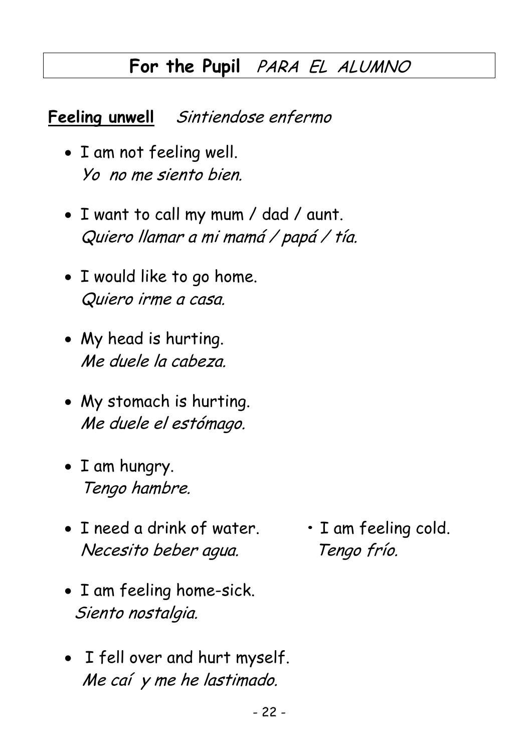## For the Pupil *PARA EL ALUMNO*

**Feeling unwell** *Sintiendose enfermo*

- I am not feeling well.
  *Yo no me siento bien.*
- I want to call my mum / dad / aunt.
  *Quiero llamar a mi mamá / papá / tía.*
- I would like to go home.
  *Quiero irme a casa.*
- My head is hurting.
  *Me duele la cabeza.*
- My stomach is hurting.
  *Me duele el estómago.*
- I am hungry.
  *Tengo hambre.*
- I need a drink of water.
  *Necesito beber agua.*
- I am feeling cold.
  *Tengo frío.*
- I am feeling home-sick.
  *Siento nostalgia.*
- I fell over and hurt myself.
  *Me caí y me he lastimado.*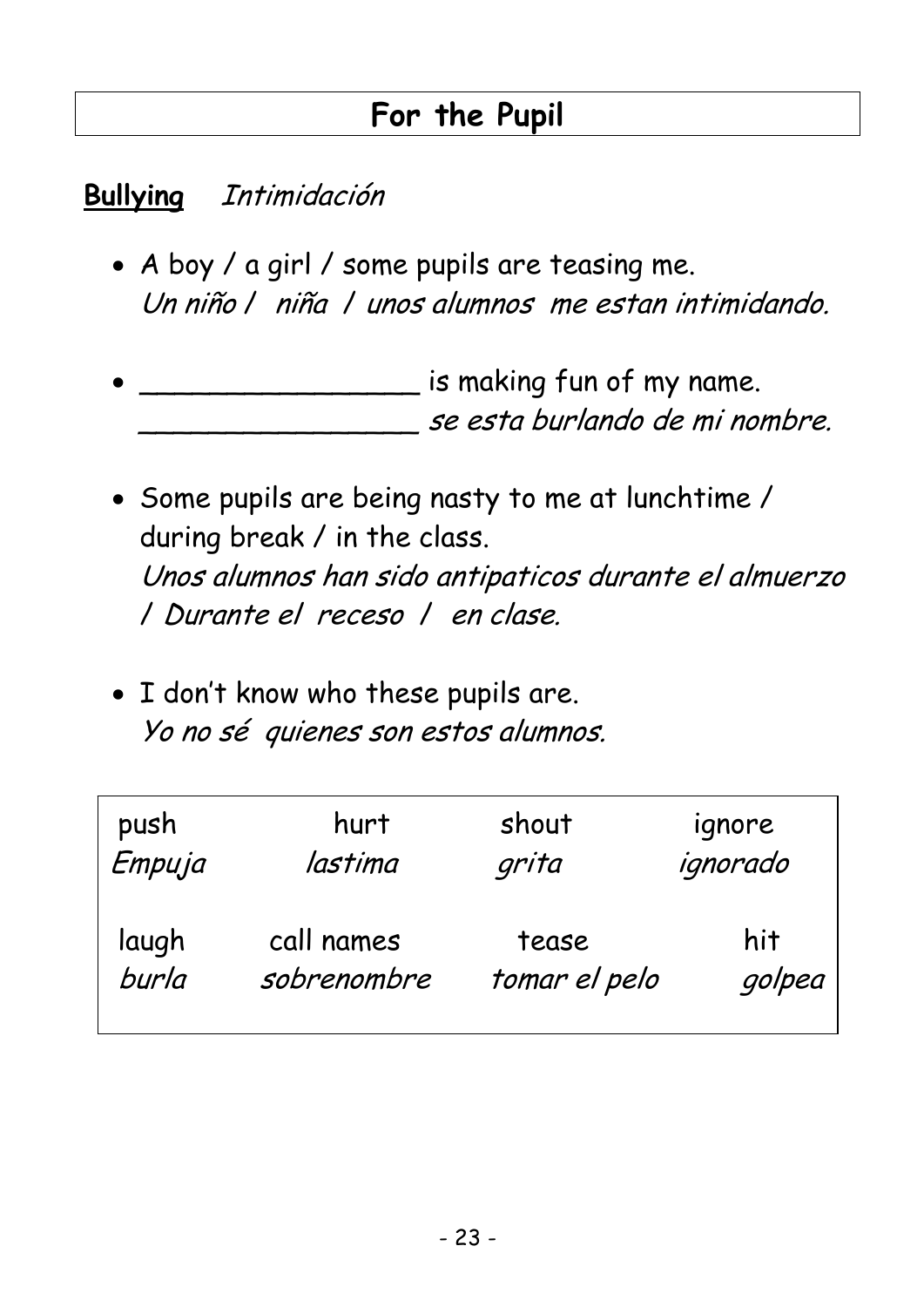## For the Pupil

**Bullying** *Intimidación*

- A boy / a girl / some pupils are teasing me.
  *Un niño / niña / unos alumnos me estan intimidando.*

- _________________ is making fun of my name.
  _________________ *se esta burlando de mi nombre.*

- Some pupils are being nasty to me at lunchtime / during break / in the class.
  *Unos alumnos han sido antipaticos durante el almuerzo / Durante el receso / en clase.*

- I don't know who these pupils are.
  *Yo no sé quienes son estos alumnos.*

| | | | |
|---|---|---|---|
| push<br>*Empuja* | hurt<br>*lastima* | shout<br>*grita* | ignore<br>*ignorado* |
| laugh<br>*burla* | call names<br>*sobrenombre* | tease<br>*tomar el pelo* | hit<br>*golpea* |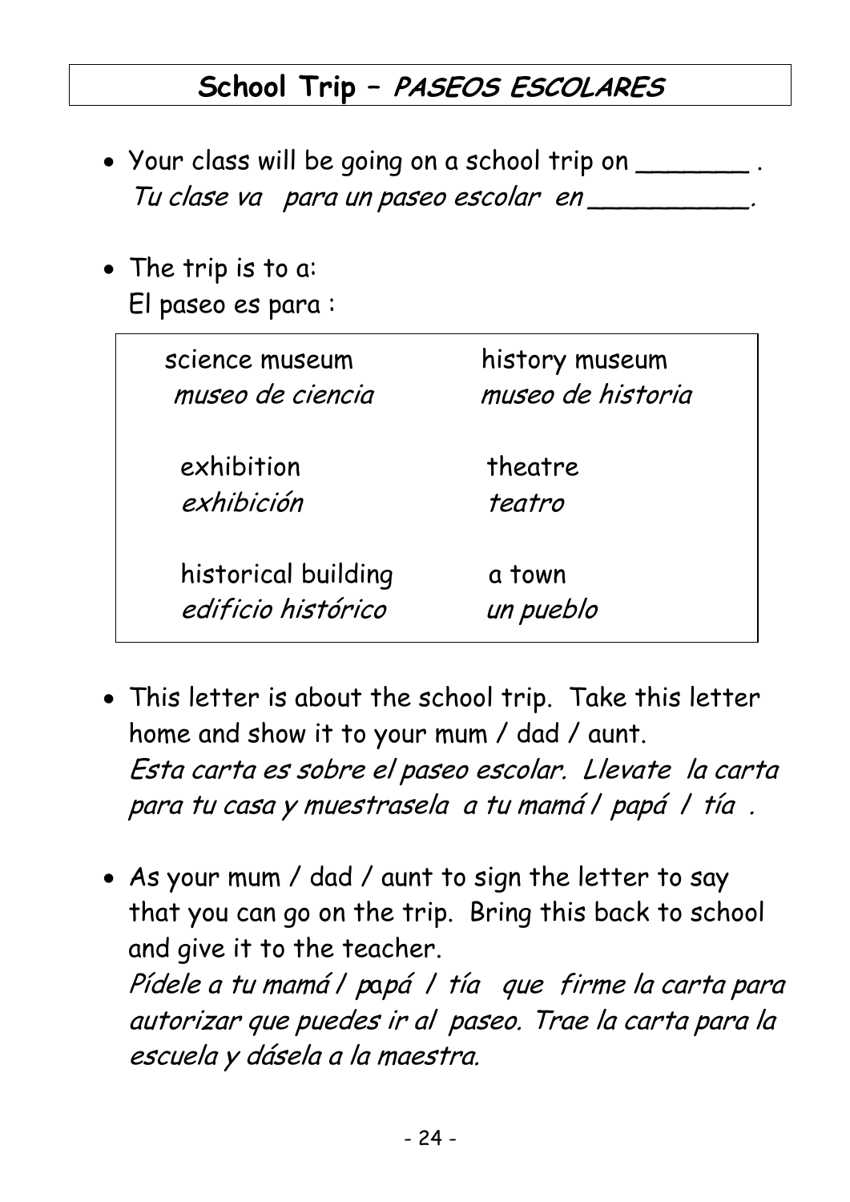## School Trip – *PASEOS ESCOLARES*

- Your class will be going on a school trip on _______ .
  *Tu clase va para un paseo escolar en __________.*

- The trip is to a:
  El paseo es para :

| | |
|---|---|
| science museum<br>*museo de ciencia* | history museum<br>*museo de historia* |
| exhibition<br>*exhibición* | theatre<br>*teatro* |
| historical building<br>*edificio histórico* | a town<br>*un pueblo* |

- This letter is about the school trip. Take this letter home and show it to your mum / dad / aunt.
  *Esta carta es sobre el paseo escolar. Llevate la carta para tu casa y muestrasela a tu mamá / papá / tía .*

- As your mum / dad / aunt to sign the letter to say that you can go on the trip. Bring this back to school and give it to the teacher.
  *Pídele a tu mamá / papá / tía que firme la carta para autorizar que puedes ir al paseo. Trae la carta para la escuela y dásela a la maestra.*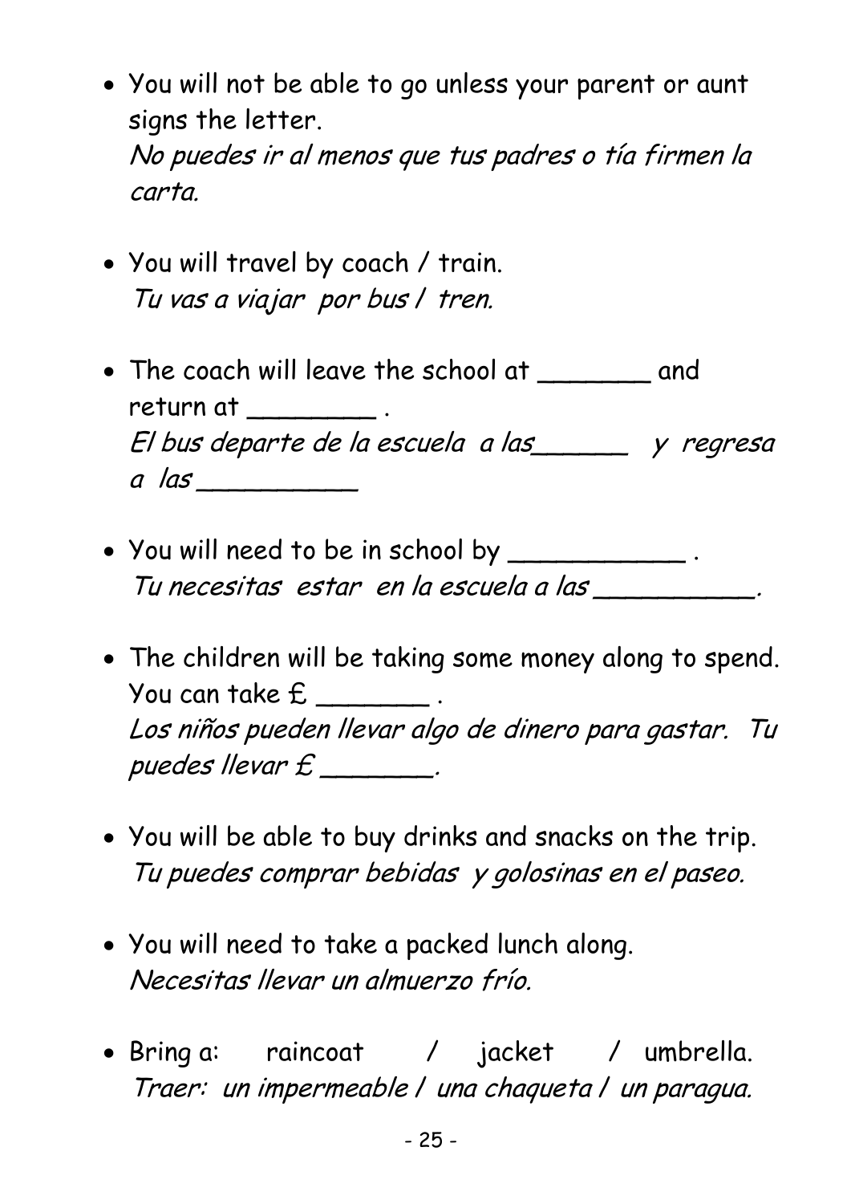- You will not be able to go unless your parent or aunt signs the letter.
  *No puedes ir al menos que tus padres o tía firmen la carta.*

- You will travel by coach / train.
  *Tu vas a viajar  por bus /  tren.*

- The coach will leave the school at _______ and return at ________ .
  *El bus departe de la escuela  a las______   y  regresa a  las __________*

- You will need to be in school by ___________ .
  *Tu necesitas  estar  en la escuela a las __________.*

- The children will be taking some money along to spend. You can take £ _______ .
  *Los niños pueden llevar algo de dinero para gastar.   Tu puedes llevar £ _______.*

- You will be able to buy drinks and snacks on the trip.
  *Tu puedes comprar bebidas  y golosinas en el paseo.*

- You will need to take a packed lunch along.
  *Necesitas llevar un almuerzo frío.*

- Bring a:   raincoat   /   jacket   /  umbrella.
  *Traer:  un impermeable /  una chaqueta /  un paragua.*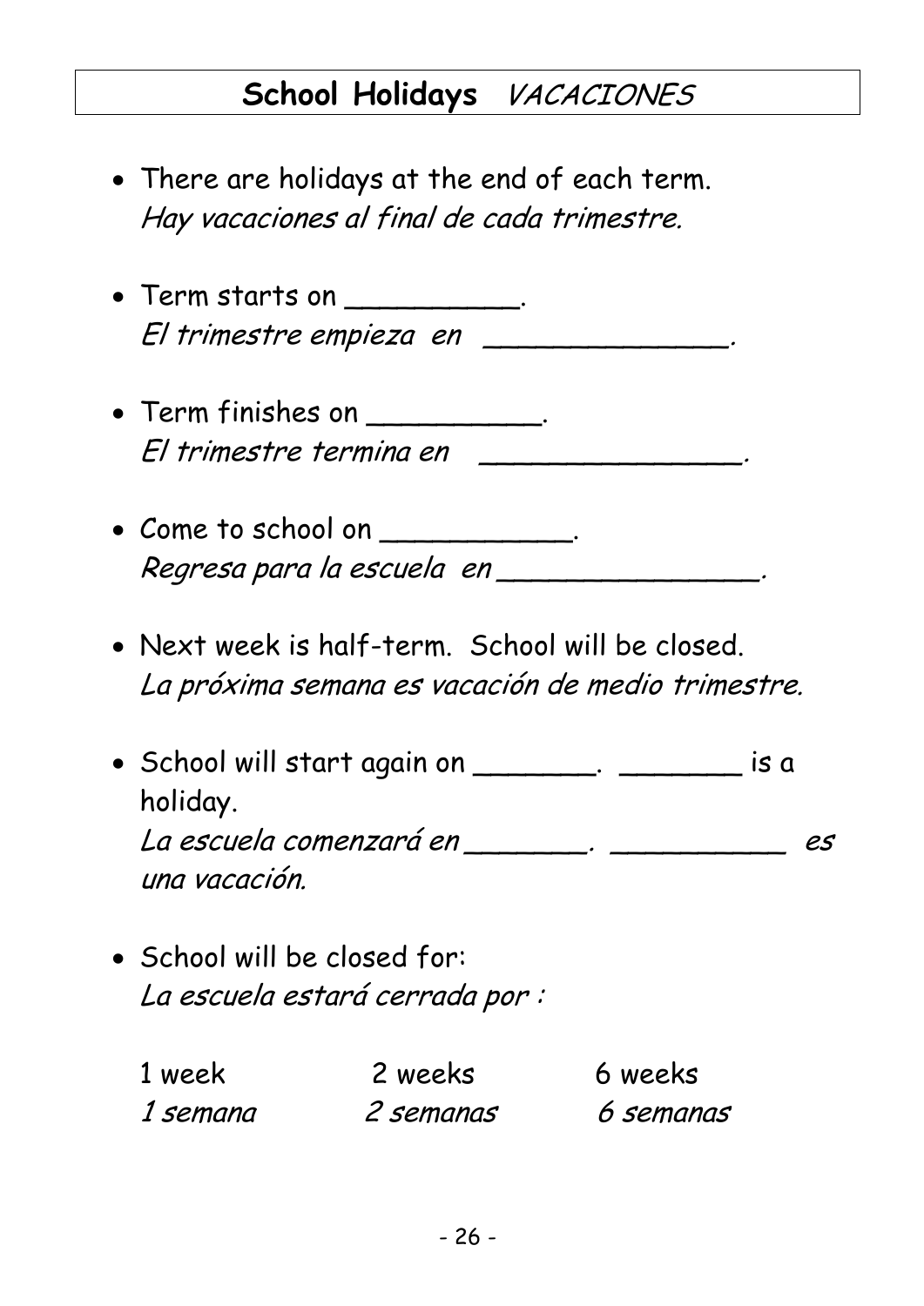## **School Holidays** *VACACIONES*

- There are holidays at the end of each term.
  *Hay vacaciones al final de cada trimestre.*

- Term starts on __________.
  *El trimestre empieza en ______________.*

- Term finishes on __________.
  *El trimestre termina en _______________.*

- Come to school on ___________.
  *Regresa para la escuela en _______________.*

- Next week is half-term. School will be closed.
  *La próxima semana es vacación de medio trimestre.*

- School will start again on _______. _______ is a holiday.
  *La escuela comenzará en _______. __________ es una vacación.*

- School will be closed for:
  *La escuela estará cerrada por :*

| | | |
|---|---|---|
| 1 week | 2 weeks | 6 weeks |
| *1 semana* | *2 semanas* | *6 semanas* |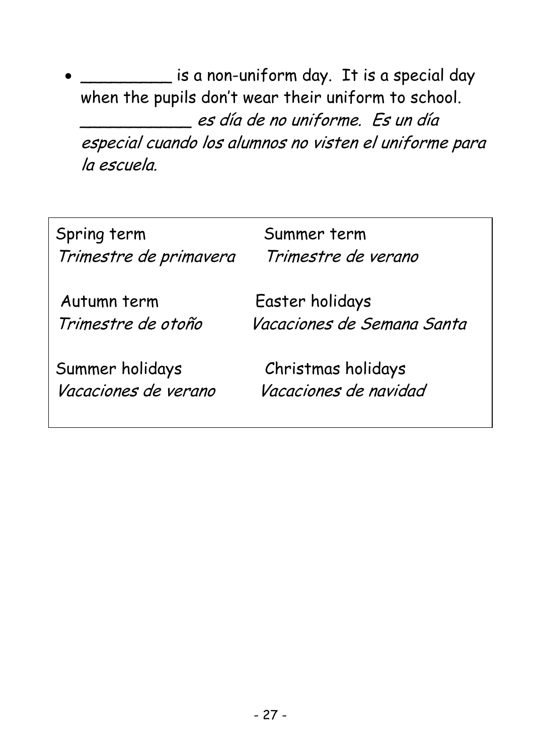- _________ is a non-uniform day. It is a special day when the pupils don't wear their uniform to school.
  *___________ es día de no uniforme. Es un día especial cuando los alumnos no visten el uniforme para la escuela.*

| | |
|---|---|
| Spring term<br>*Trimestre de primavera* | Summer term<br>*Trimestre de verano* |
| Autumn term<br>*Trimestre de otoño* | Easter holidays<br>*Vacaciones de Semana Santa* |
| Summer holidays<br>*Vacaciones de verano* | Christmas holidays<br>*Vacaciones de navidad* |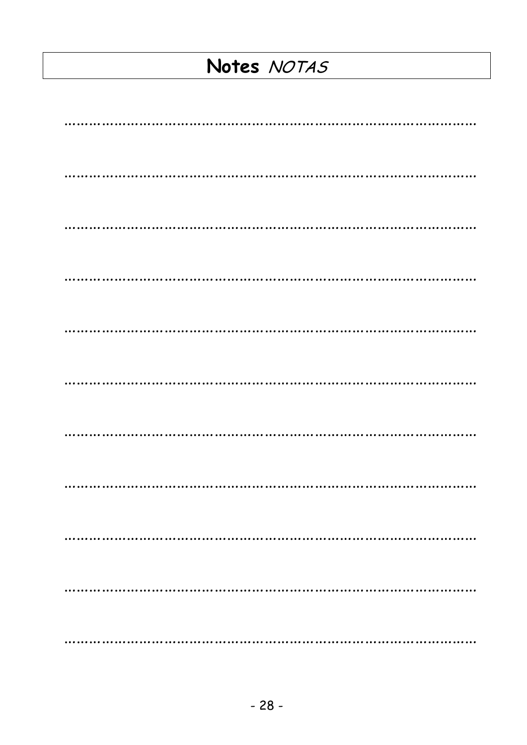# **Notes** *NOTAS*

……………………………………………………………………………………

……………………………………………………………………………………

……………………………………………………………………………………

……………………………………………………………………………………

……………………………………………………………………………………

……………………………………………………………………………………

……………………………………………………………………………………

……………………………………………………………………………………

……………………………………………………………………………………

……………………………………………………………………………………

……………………………………………………………………………………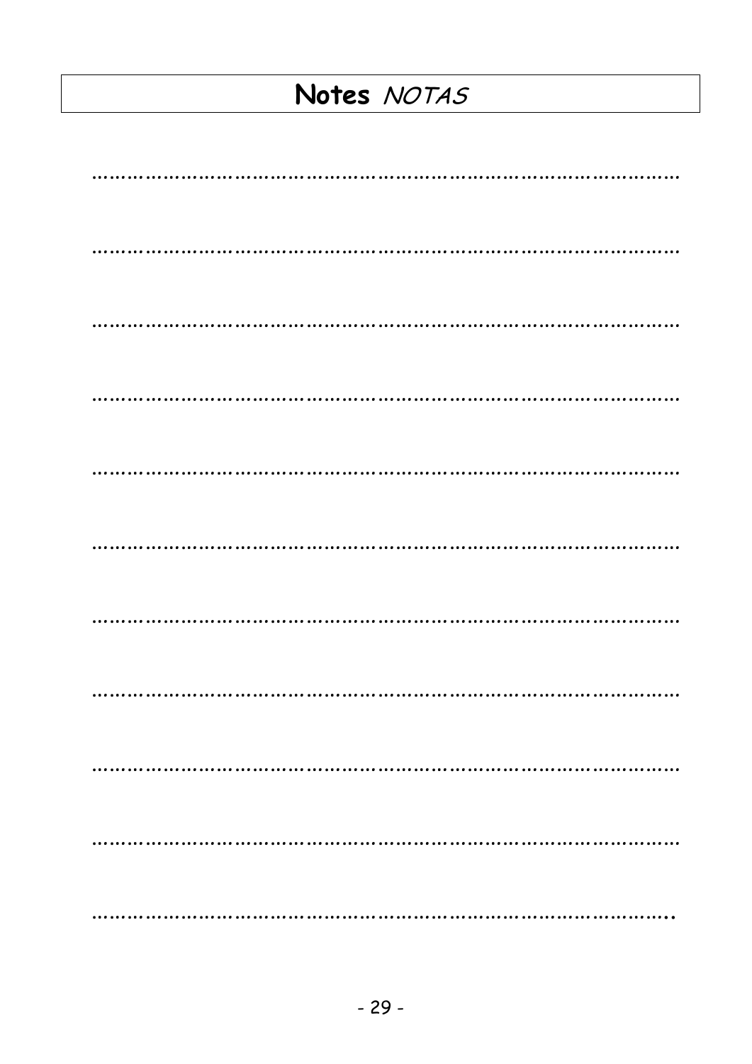# **Notes** *NOTAS*

……………………………………………………………………………………………

……………………………………………………………………………………………

……………………………………………………………………………………………

……………………………………………………………………………………………

……………………………………………………………………………………………

……………………………………………………………………………………………

……………………………………………………………………………………………

……………………………………………………………………………………………

……………………………………………………………………………………………

……………………………………………………………………………………………

…………………………………………………………………………………………..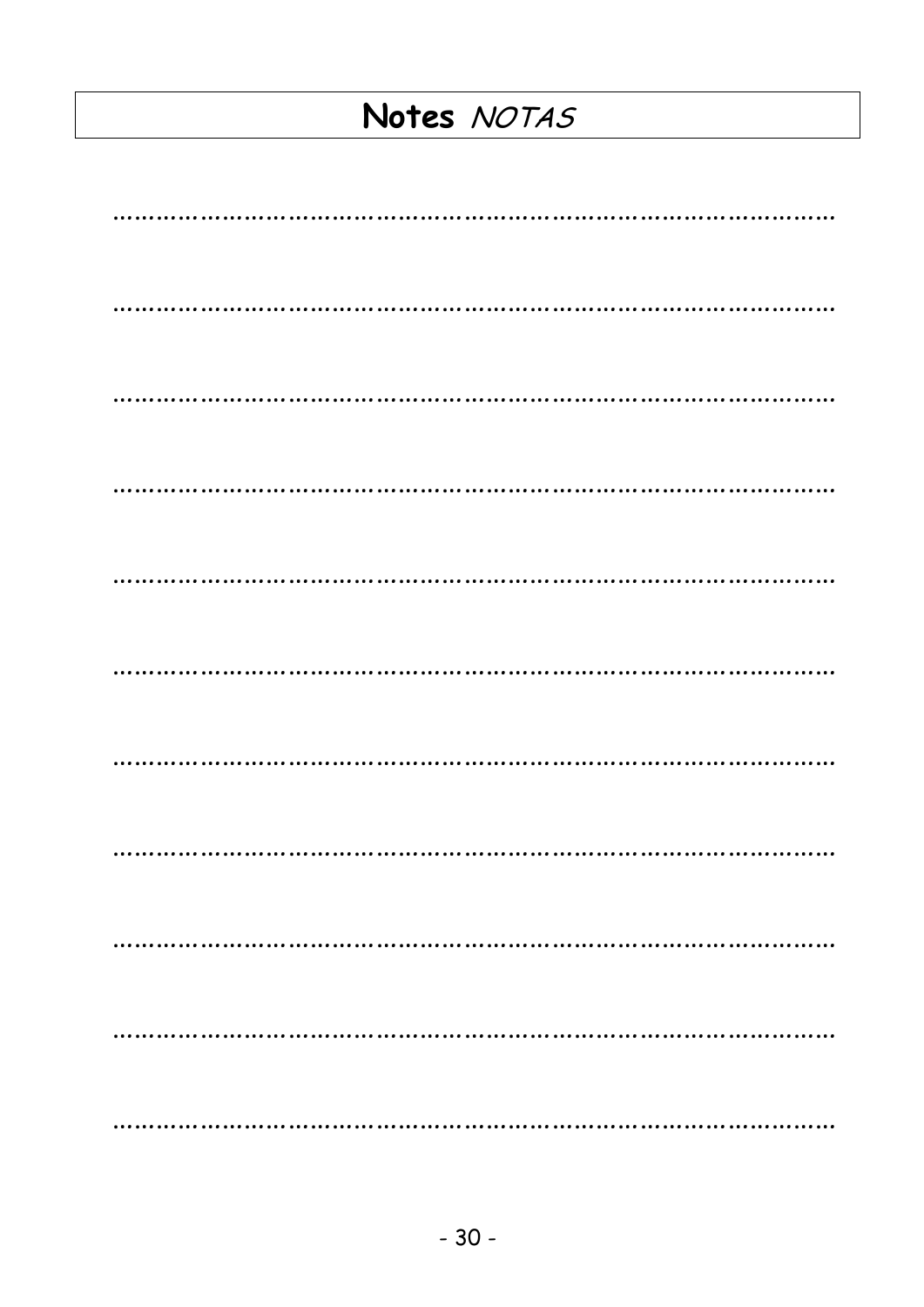# **Notes** *NOTAS*

……………………………………………………………………………………

……………………………………………………………………………………

……………………………………………………………………………………

……………………………………………………………………………………

……………………………………………………………………………………

……………………………………………………………………………………

……………………………………………………………………………………

……………………………………………………………………………………

……………………………………………………………………………………

……………………………………………………………………………………

……………………………………………………………………………………